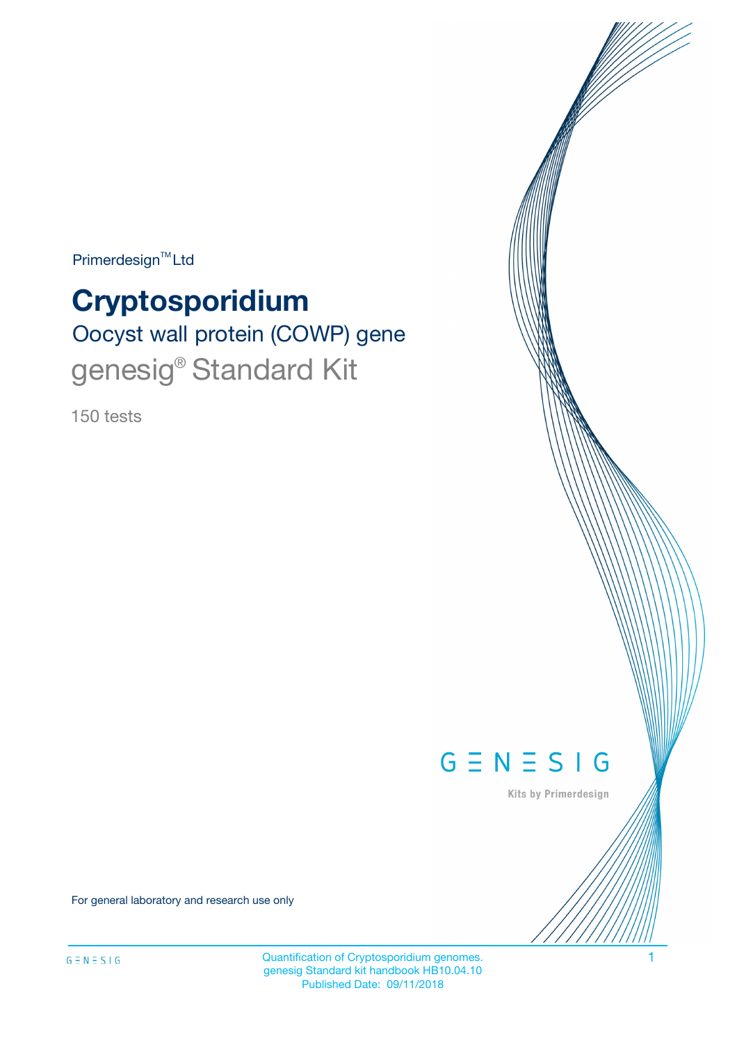Primerdesign™ Ltd

# Cryptosporidium

## Oocyst wall protein (COWP) gene

## genesig® Standard Kit

150 tests

GENESIG

Kits by Primerdesign

For general laboratory and research use only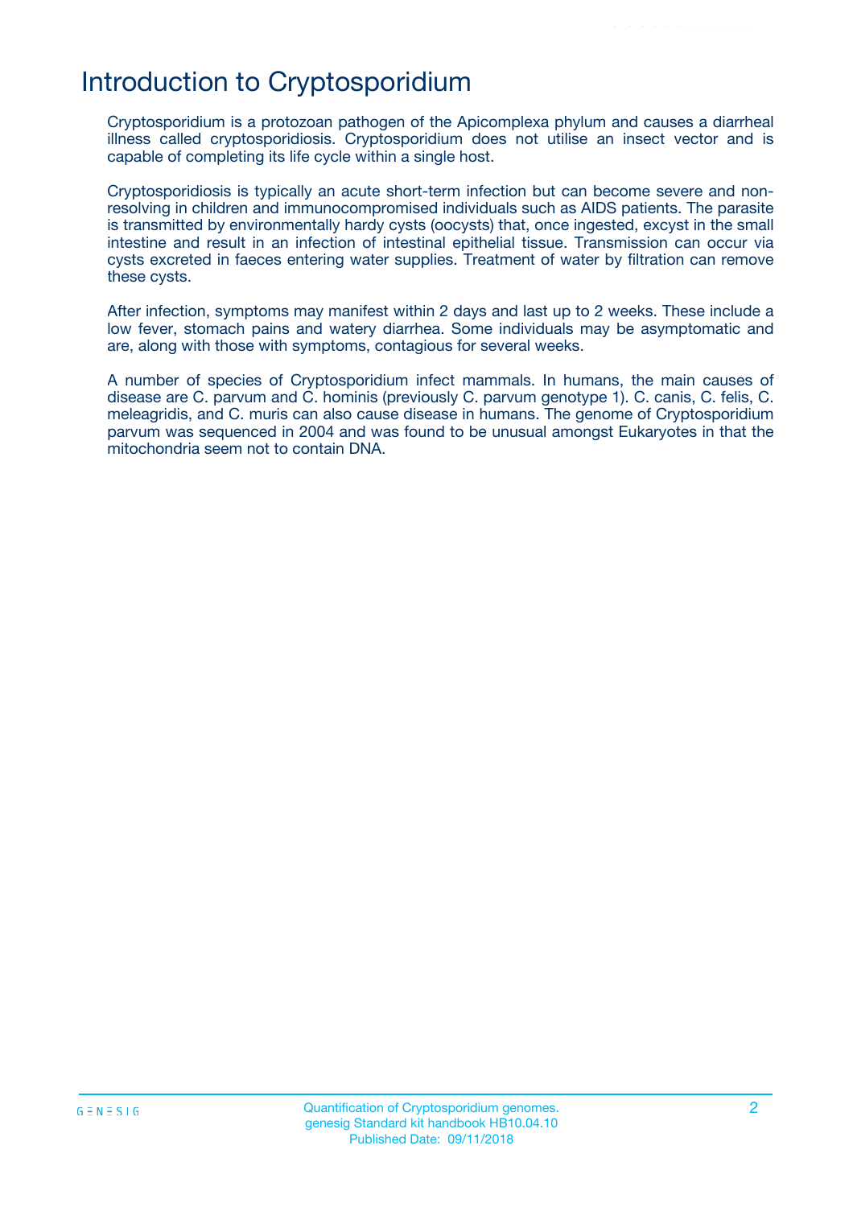# Introduction to Cryptosporidium

Cryptosporidium is a protozoan pathogen of the Apicomplexa phylum and causes a diarrheal illness called cryptosporidiosis. Cryptosporidium does not utilise an insect vector and is capable of completing its life cycle within a single host.

Cryptosporidiosis is typically an acute short-term infection but can become severe and non-resolving in children and immunocompromised individuals such as AIDS patients. The parasite is transmitted by environmentally hardy cysts (oocysts) that, once ingested, excyst in the small intestine and result in an infection of intestinal epithelial tissue. Transmission can occur via cysts excreted in faeces entering water supplies. Treatment of water by filtration can remove these cysts.

After infection, symptoms may manifest within 2 days and last up to 2 weeks. These include a low fever, stomach pains and watery diarrhea. Some individuals may be asymptomatic and are, along with those with symptoms, contagious for several weeks.

A number of species of Cryptosporidium infect mammals. In humans, the main causes of disease are C. parvum and C. hominis (previously C. parvum genotype 1). C. canis, C. felis, C. meleagridis, and C. muris can also cause disease in humans. The genome of Cryptosporidium parvum was sequenced in 2004 and was found to be unusual amongst Eukaryotes in that the mitochondria seem not to contain DNA.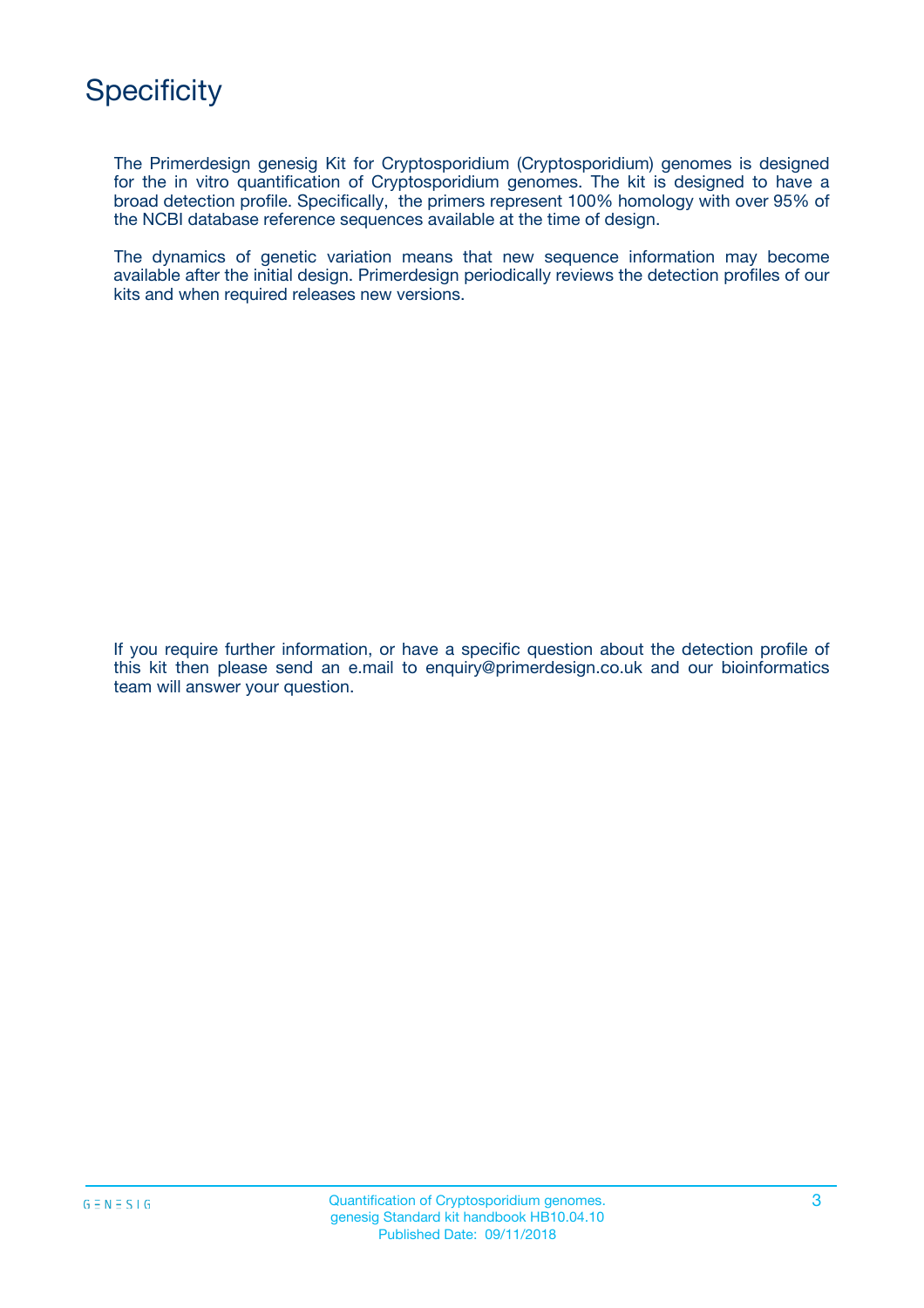# Specificity

The Primerdesign genesig Kit for Cryptosporidium (Cryptosporidium) genomes is designed for the in vitro quantification of Cryptosporidium genomes. The kit is designed to have a broad detection profile. Specifically, the primers represent 100% homology with over 95% of the NCBI database reference sequences available at the time of design.

The dynamics of genetic variation means that new sequence information may become available after the initial design. Primerdesign periodically reviews the detection profiles of our kits and when required releases new versions.

If you require further information, or have a specific question about the detection profile of this kit then please send an e.mail to enquiry@primerdesign.co.uk and our bioinformatics team will answer your question.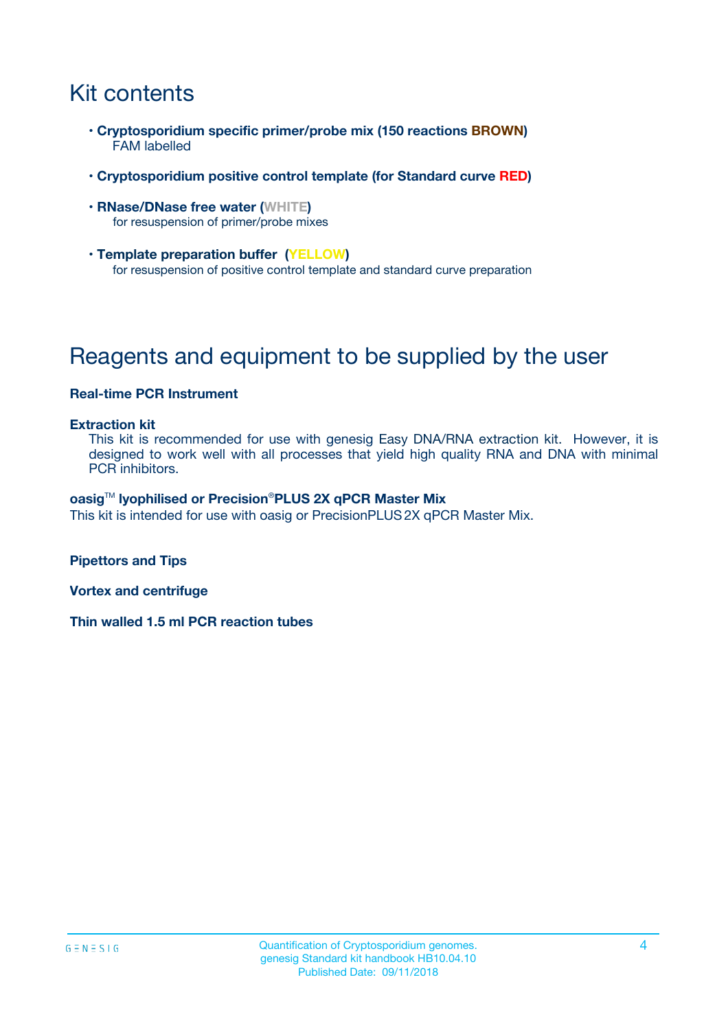# Kit contents

- **Cryptosporidium specific primer/probe mix (150 reactions BROWN)**
  FAM labelled
- **Cryptosporidium positive control template (for Standard curve RED)**
- **RNase/DNase free water (WHITE)**
  for resuspension of primer/probe mixes
- **Template preparation buffer (YELLOW)**
  for resuspension of positive control template and standard curve preparation

# Reagents and equipment to be supplied by the user

**Real-time PCR Instrument**

**Extraction kit**

This kit is recommended for use with genesig Easy DNA/RNA extraction kit. However, it is designed to work well with all processes that yield high quality RNA and DNA with minimal PCR inhibitors.

**oasig™ lyophilised or Precision®PLUS 2X qPCR Master Mix**

This kit is intended for use with oasig or PrecisionPLUS 2X qPCR Master Mix.

**Pipettors and Tips**

**Vortex and centrifuge**

**Thin walled 1.5 ml PCR reaction tubes**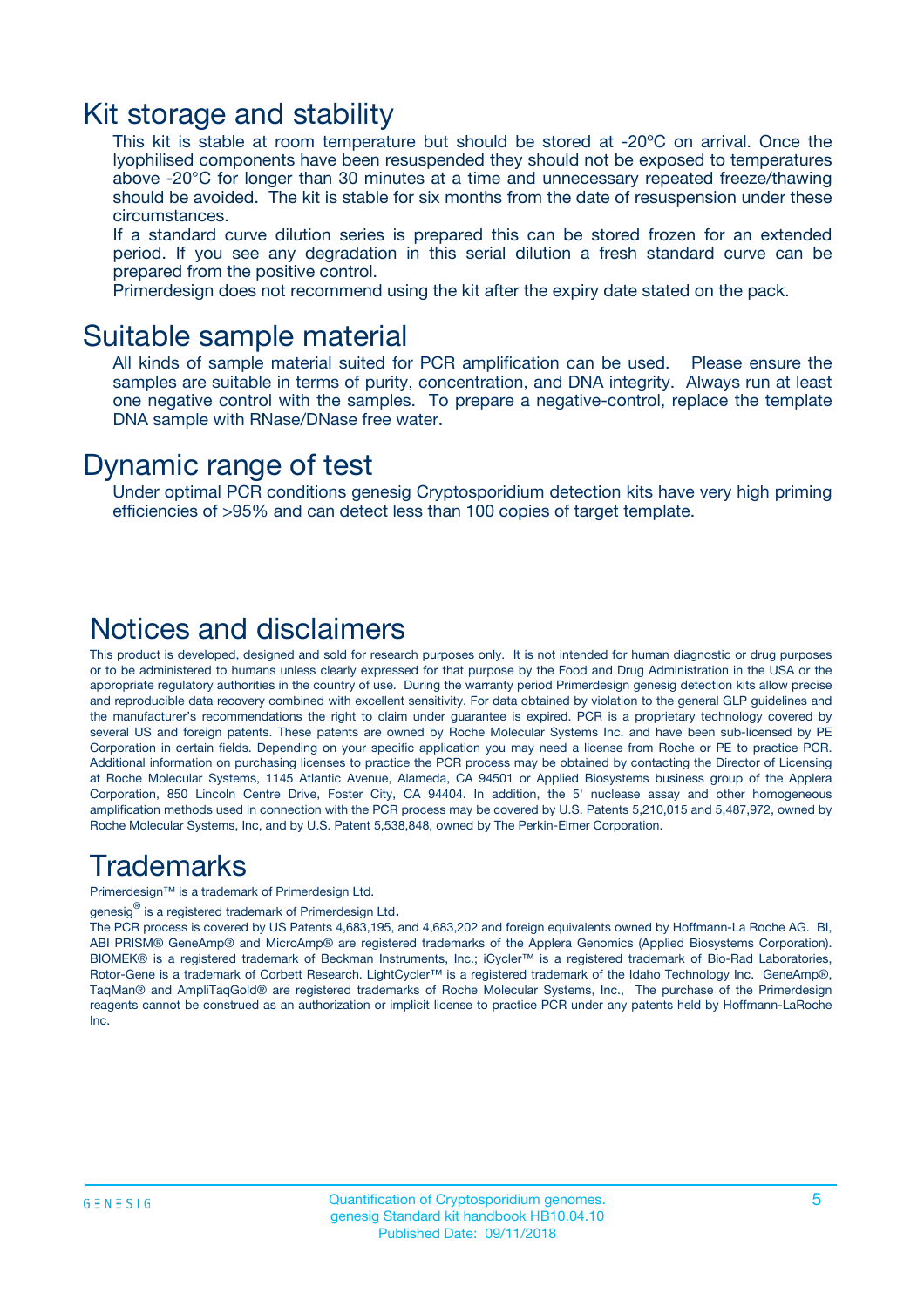# Kit storage and stability

This kit is stable at room temperature but should be stored at -20ºC on arrival. Once the lyophilised components have been resuspended they should not be exposed to temperatures above -20°C for longer than 30 minutes at a time and unnecessary repeated freeze/thawing should be avoided. The kit is stable for six months from the date of resuspension under these circumstances.

If a standard curve dilution series is prepared this can be stored frozen for an extended period. If you see any degradation in this serial dilution a fresh standard curve can be prepared from the positive control.

Primerdesign does not recommend using the kit after the expiry date stated on the pack.

# Suitable sample material

All kinds of sample material suited for PCR amplification can be used. Please ensure the samples are suitable in terms of purity, concentration, and DNA integrity. Always run at least one negative control with the samples. To prepare a negative-control, replace the template DNA sample with RNase/DNase free water.

# Dynamic range of test

Under optimal PCR conditions genesig Cryptosporidium detection kits have very high priming efficiencies of >95% and can detect less than 100 copies of target template.

# Notices and disclaimers

This product is developed, designed and sold for research purposes only. It is not intended for human diagnostic or drug purposes or to be administered to humans unless clearly expressed for that purpose by the Food and Drug Administration in the USA or the appropriate regulatory authorities in the country of use. During the warranty period Primerdesign genesig detection kits allow precise and reproducible data recovery combined with excellent sensitivity. For data obtained by violation to the general GLP guidelines and the manufacturer's recommendations the right to claim under guarantee is expired. PCR is a proprietary technology covered by several US and foreign patents. These patents are owned by Roche Molecular Systems Inc. and have been sub-licensed by PE Corporation in certain fields. Depending on your specific application you may need a license from Roche or PE to practice PCR. Additional information on purchasing licenses to practice the PCR process may be obtained by contacting the Director of Licensing at Roche Molecular Systems, 1145 Atlantic Avenue, Alameda, CA 94501 or Applied Biosystems business group of the Applera Corporation, 850 Lincoln Centre Drive, Foster City, CA 94404. In addition, the 5' nuclease assay and other homogeneous amplification methods used in connection with the PCR process may be covered by U.S. Patents 5,210,015 and 5,487,972, owned by Roche Molecular Systems, Inc, and by U.S. Patent 5,538,848, owned by The Perkin-Elmer Corporation.

# Trademarks

Primerdesign™ is a trademark of Primerdesign Ltd.

genesig® is a registered trademark of Primerdesign Ltd.

The PCR process is covered by US Patents 4,683,195, and 4,683,202 and foreign equivalents owned by Hoffmann-La Roche AG. BI, ABI PRISM® GeneAmp® and MicroAmp® are registered trademarks of the Applera Genomics (Applied Biosystems Corporation). BIOMEK® is a registered trademark of Beckman Instruments, Inc.; iCycler™ is a registered trademark of Bio-Rad Laboratories, Rotor-Gene is a trademark of Corbett Research. LightCycler™ is a registered trademark of the Idaho Technology Inc. GeneAmp®, TaqMan® and AmpliTaqGold® are registered trademarks of Roche Molecular Systems, Inc., The purchase of the Primerdesign reagents cannot be construed as an authorization or implicit license to practice PCR under any patents held by Hoffmann-LaRoche Inc.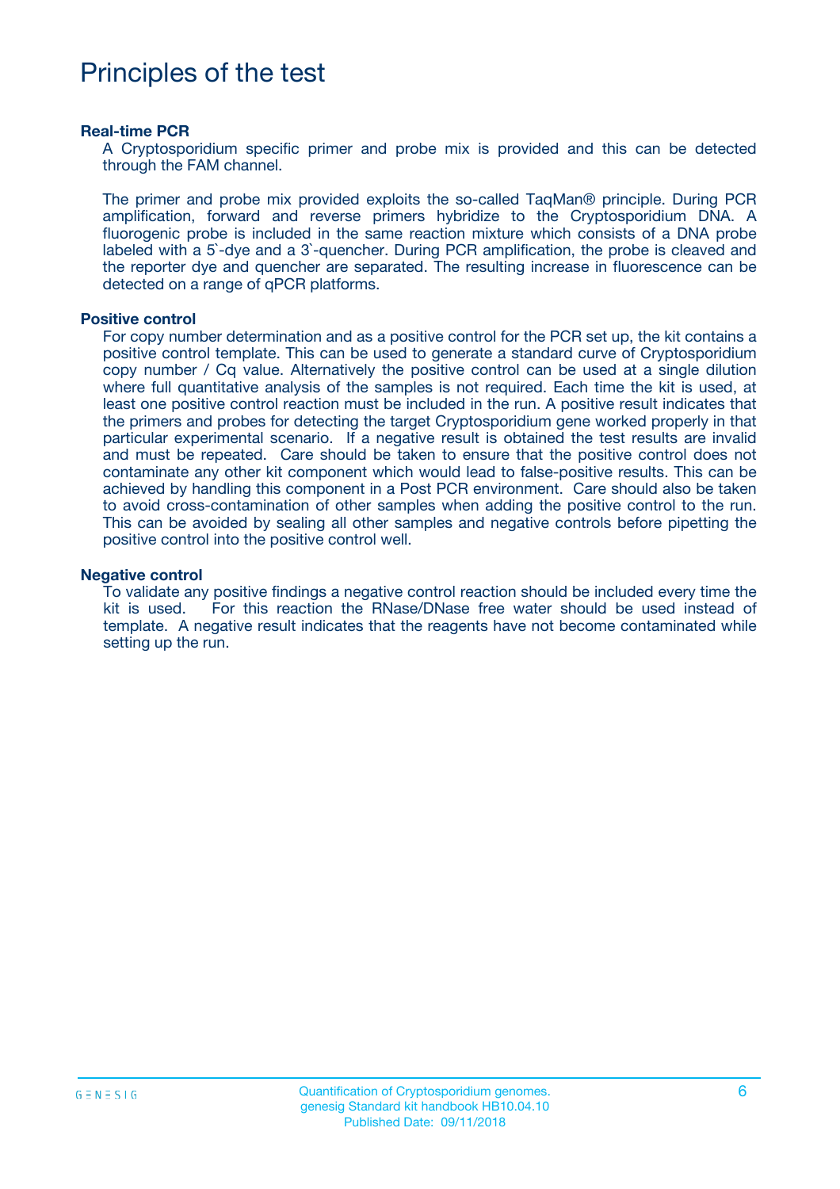# Principles of the test

**Real-time PCR**

A Cryptosporidium specific primer and probe mix is provided and this can be detected through the FAM channel.

The primer and probe mix provided exploits the so-called TaqMan® principle. During PCR amplification, forward and reverse primers hybridize to the Cryptosporidium DNA. A fluorogenic probe is included in the same reaction mixture which consists of a DNA probe labeled with a 5`-dye and a 3`-quencher. During PCR amplification, the probe is cleaved and the reporter dye and quencher are separated. The resulting increase in fluorescence can be detected on a range of qPCR platforms.

**Positive control**

For copy number determination and as a positive control for the PCR set up, the kit contains a positive control template. This can be used to generate a standard curve of Cryptosporidium copy number / Cq value. Alternatively the positive control can be used at a single dilution where full quantitative analysis of the samples is not required. Each time the kit is used, at least one positive control reaction must be included in the run. A positive result indicates that the primers and probes for detecting the target Cryptosporidium gene worked properly in that particular experimental scenario. If a negative result is obtained the test results are invalid and must be repeated. Care should be taken to ensure that the positive control does not contaminate any other kit component which would lead to false-positive results. This can be achieved by handling this component in a Post PCR environment. Care should also be taken to avoid cross-contamination of other samples when adding the positive control to the run. This can be avoided by sealing all other samples and negative controls before pipetting the positive control into the positive control well.

**Negative control**

To validate any positive findings a negative control reaction should be included every time the kit is used. For this reaction the RNase/DNase free water should be used instead of template. A negative result indicates that the reagents have not become contaminated while setting up the run.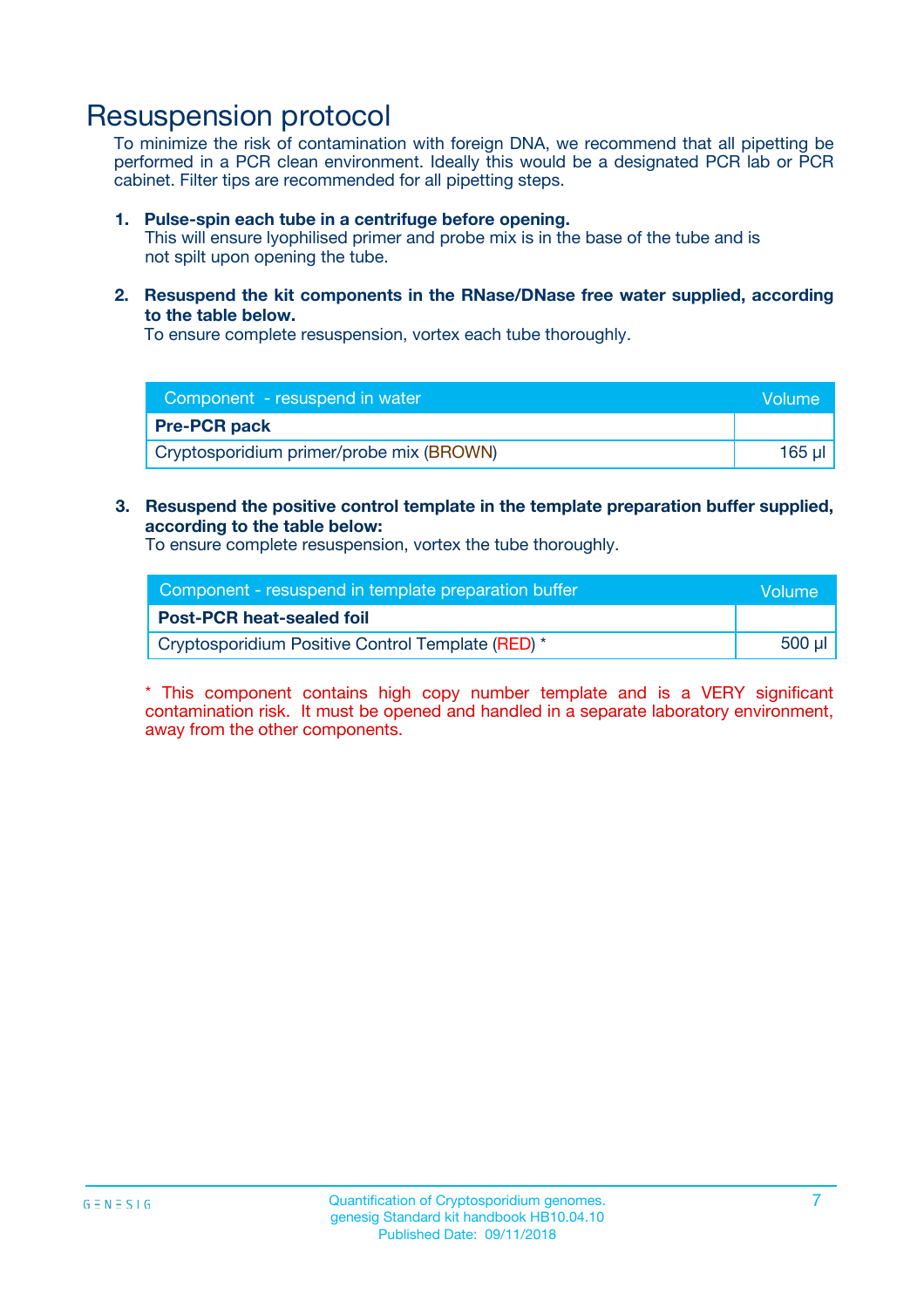# Resuspension protocol

To minimize the risk of contamination with foreign DNA, we recommend that all pipetting be performed in a PCR clean environment. Ideally this would be a designated PCR lab or PCR cabinet. Filter tips are recommended for all pipetting steps.

1. **Pulse-spin each tube in a centrifuge before opening.**
   This will ensure lyophilised primer and probe mix is in the base of the tube and is not spilt upon opening the tube.

2. **Resuspend the kit components in the RNase/DNase free water supplied, according to the table below.**
   To ensure complete resuspension, vortex each tube thoroughly.

| Component - resuspend in water | Volume |
|---|---|
| **Pre-PCR pack** | |
| Cryptosporidium primer/probe mix (BROWN) | 165 µl |

3. **Resuspend the positive control template in the template preparation buffer supplied, according to the table below:**
   To ensure complete resuspension, vortex the tube thoroughly.

| Component - resuspend in template preparation buffer | Volume |
|---|---|
| **Post-PCR heat-sealed foil** | |
| Cryptosporidium Positive Control Template (RED) * | 500 µl |

* This component contains high copy number template and is a VERY significant contamination risk. It must be opened and handled in a separate laboratory environment, away from the other components.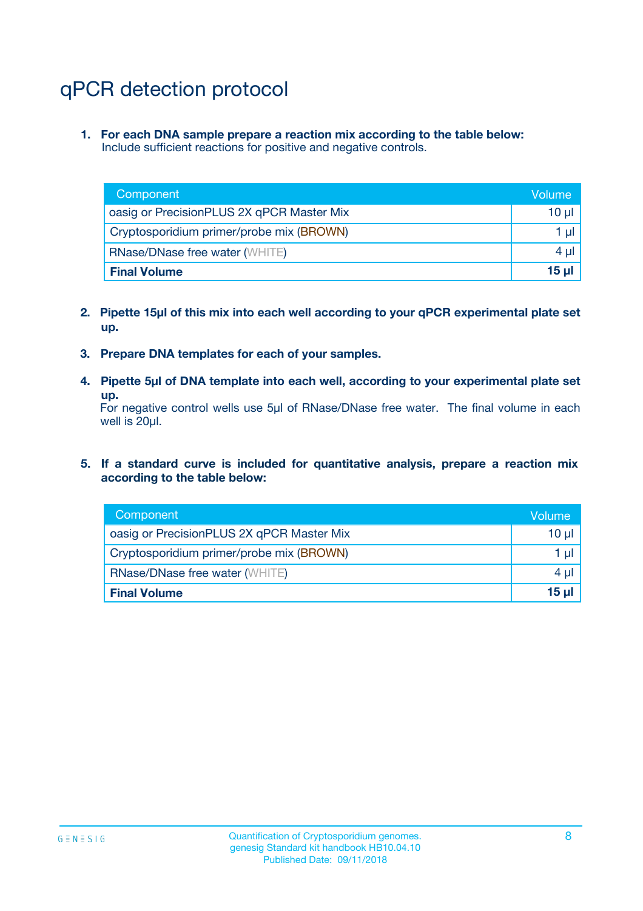# qPCR detection protocol

1. **For each DNA sample prepare a reaction mix according to the table below:**
   Include sufficient reactions for positive and negative controls.

| Component | Volume |
|---|---|
| oasig or PrecisionPLUS 2X qPCR Master Mix | 10 µl |
| Cryptosporidium primer/probe mix (BROWN) | 1 µl |
| RNase/DNase free water (WHITE) | 4 µl |
| **Final Volume** | **15 µl** |

2. **Pipette 15µl of this mix into each well according to your qPCR experimental plate set up.**

3. **Prepare DNA templates for each of your samples.**

4. **Pipette 5µl of DNA template into each well, according to your experimental plate set up.**
   For negative control wells use 5µl of RNase/DNase free water. The final volume in each well is 20µl.

5. **If a standard curve is included for quantitative analysis, prepare a reaction mix according to the table below:**

| Component | Volume |
|---|---|
| oasig or PrecisionPLUS 2X qPCR Master Mix | 10 µl |
| Cryptosporidium primer/probe mix (BROWN) | 1 µl |
| RNase/DNase free water (WHITE) | 4 µl |
| **Final Volume** | **15 µl** |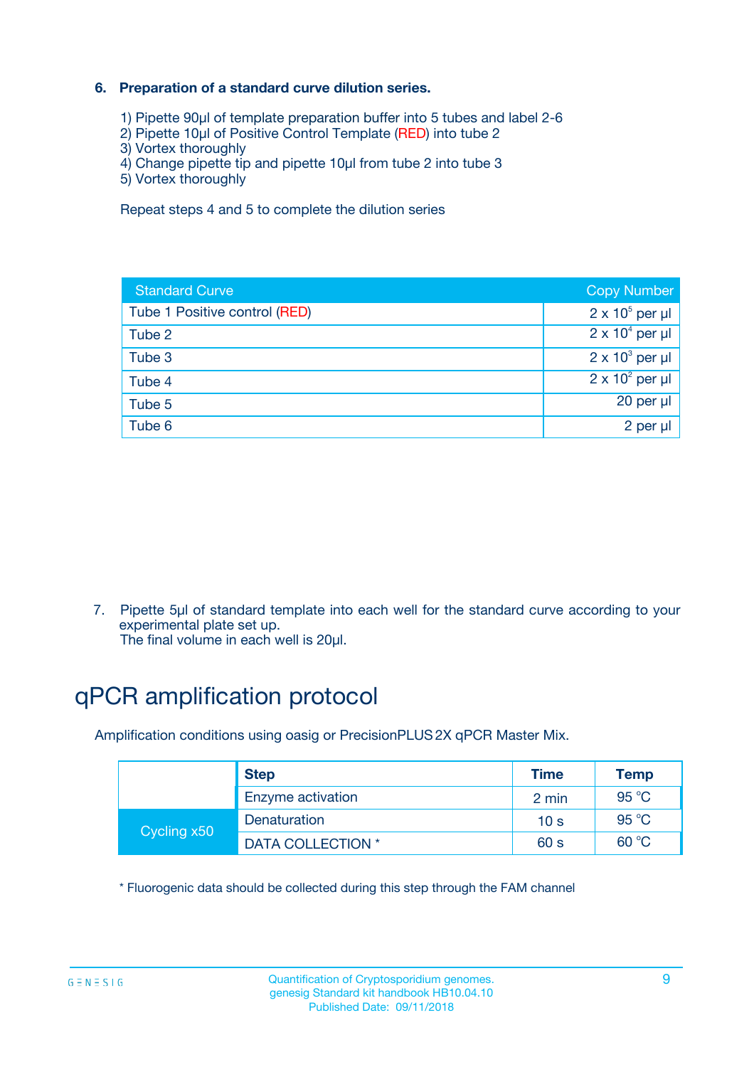6. **Preparation of a standard curve dilution series.**

1) Pipette 90µl of template preparation buffer into 5 tubes and label 2-6
2) Pipette 10µl of Positive Control Template (RED) into tube 2
3) Vortex thoroughly
4) Change pipette tip and pipette 10µl from tube 2 into tube 3
5) Vortex thoroughly

Repeat steps 4 and 5 to complete the dilution series

| Standard Curve | Copy Number |
|---|---|
| Tube 1 Positive control (RED) | $2 \times 10^5$ per µl |
| Tube 2 | $2 \times 10^4$ per µl |
| Tube 3 | $2 \times 10^3$ per µl |
| Tube 4 | $2 \times 10^2$ per µl |
| Tube 5 | 20 per µl |
| Tube 6 | 2 per µl |

7. Pipette 5µl of standard template into each well for the standard curve according to your experimental plate set up.
The final volume in each well is 20µl.

# qPCR amplification protocol

Amplification conditions using oasig or PrecisionPLUS 2X qPCR Master Mix.

| | Step | Time | Temp |
|---|---|---|---|
| | Enzyme activation | 2 min | 95 °C |
| Cycling x50 | Denaturation | 10 s | 95 °C |
| | DATA COLLECTION * | 60 s | 60 °C |

* Fluorogenic data should be collected during this step through the FAM channel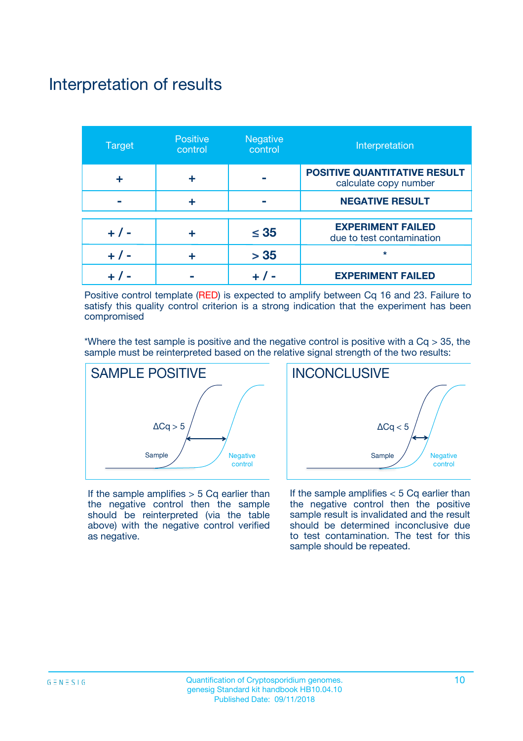# Interpretation of results

| Target | Positive control | Negative control | Interpretation |
|---|---|---|---|
| + | + | - | **POSITIVE QUANTITATIVE RESULT** calculate copy number |
| - | + | - | **NEGATIVE RESULT** |
| + / - | + | ≤ 35 | **EXPERIMENT FAILED** due to test contamination |
| + / - | + | > 35 | * |
| + / - | - | + / - | **EXPERIMENT FAILED** |

Positive control template (RED) is expected to amplify between Cq 16 and 23. Failure to satisfy this quality control criterion is a strong indication that the experiment has been compromised

*Where the test sample is positive and the negative control is positive with a Cq > 35, the sample must be reinterpreted based on the relative signal strength of the two results:

SAMPLE POSITIVE

ΔCq > 5

Sample

Negative control

If the sample amplifies > 5 Cq earlier than the negative control then the sample should be reinterpreted (via the table above) with the negative control verified as negative.

INCONCLUSIVE

ΔCq < 5

Sample

Negative control

If the sample amplifies < 5 Cq earlier than the negative control then the positive sample result is invalidated and the result should be determined inconclusive due to test contamination. The test for this sample should be repeated.